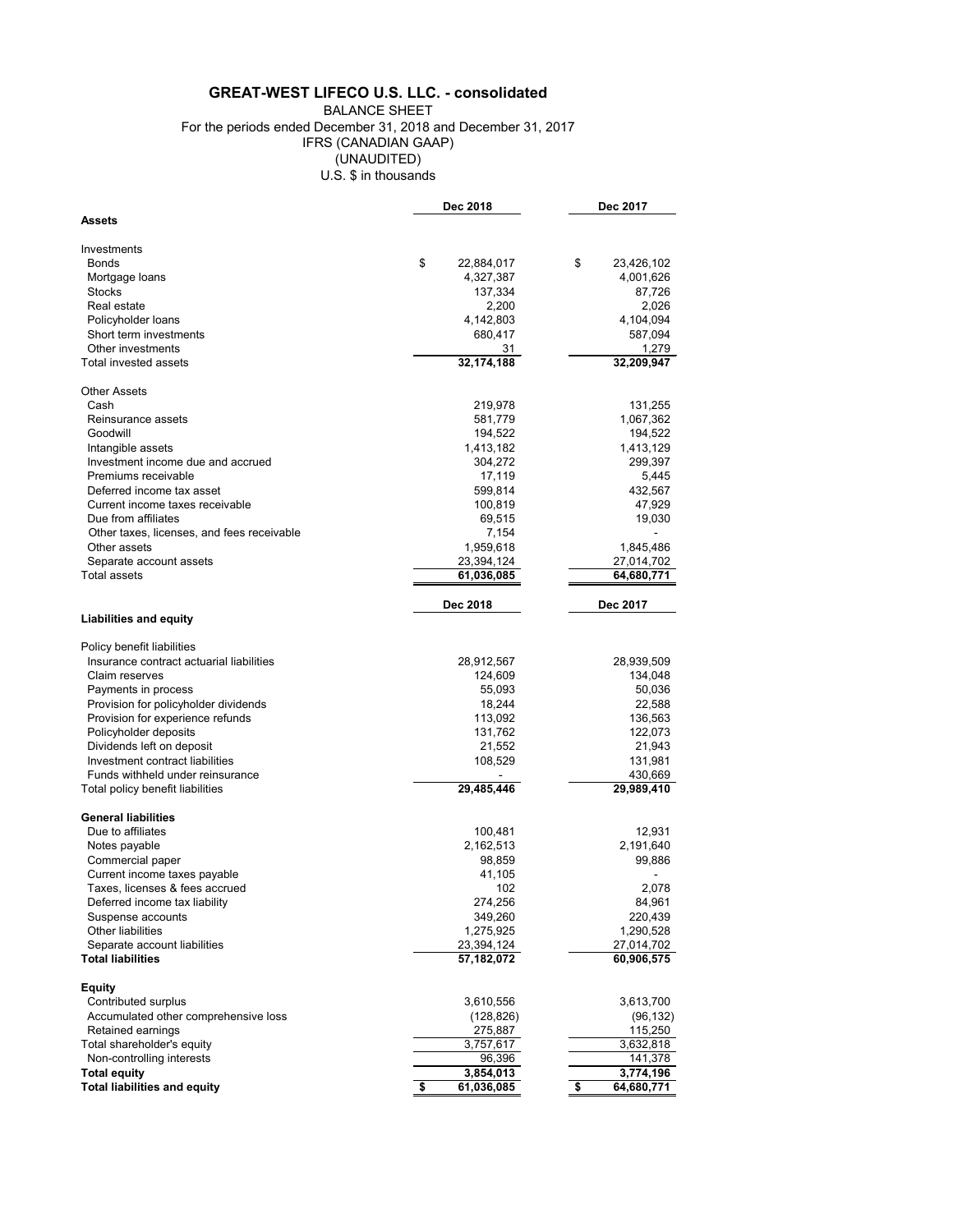# GREAT-WEST LIFECO U.S. LLC. - consolidated

BALANCE SHEET
For the periods ended December 31, 2018 and December 31, 2017
IFRS (CANADIAN GAAP)
(UNAUDITED)
U.S. $ in thousands

| | Dec 2018 | Dec 2017 |
|---|---|---|
| **Assets** | | |
| Investments | | |
| Bonds | $ 22,884,017 | $ 23,426,102 |
| Mortgage loans | 4,327,387 | 4,001,626 |
| Stocks | 137,334 | 87,726 |
| Real estate | 2,200 | 2,026 |
| Policyholder loans | 4,142,803 | 4,104,094 |
| Short term investments | 680,417 | 587,094 |
| Other investments | 31 | 1,279 |
| Total invested assets | 32,174,188 | 32,209,947 |
| Other Assets | | |
| Cash | 219,978 | 131,255 |
| Reinsurance assets | 581,779 | 1,067,362 |
| Goodwill | 194,522 | 194,522 |
| Intangible assets | 1,413,182 | 1,413,129 |
| Investment income due and accrued | 304,272 | 299,397 |
| Premiums receivable | 17,119 | 5,445 |
| Deferred income tax asset | 599,814 | 432,567 |
| Current income taxes receivable | 100,819 | 47,929 |
| Due from affiliates | 69,515 | 19,030 |
| Other taxes, licenses, and fees receivable | 7,154 | - |
| Other assets | 1,959,618 | 1,845,486 |
| Separate account assets | 23,394,124 | 27,014,702 |
| Total assets | 61,036,085 | 64,680,771 |

| | Dec 2018 | Dec 2017 |
|---|---|---|
| **Liabilities and equity** | | |
| Policy benefit liabilities | | |
| Insurance contract actuarial liabilities | 28,912,567 | 28,939,509 |
| Claim reserves | 124,609 | 134,048 |
| Payments in process | 55,093 | 50,036 |
| Provision for policyholder dividends | 18,244 | 22,588 |
| Provision for experience refunds | 113,092 | 136,563 |
| Policyholder deposits | 131,762 | 122,073 |
| Dividends left on deposit | 21,552 | 21,943 |
| Investment contract liabilities | 108,529 | 131,981 |
| Funds withheld under reinsurance | - | 430,669 |
| Total policy benefit liabilities | 29,485,446 | 29,989,410 |
| **General liabilities** | | |
| Due to affiliates | 100,481 | 12,931 |
| Notes payable | 2,162,513 | 2,191,640 |
| Commercial paper | 98,859 | 99,886 |
| Current income taxes payable | 41,105 | - |
| Taxes, licenses & fees accrued | 102 | 2,078 |
| Deferred income tax liability | 274,256 | 84,961 |
| Suspense accounts | 349,260 | 220,439 |
| Other liabilities | 1,275,925 | 1,290,528 |
| Separate account liabilities | 23,394,124 | 27,014,702 |
| **Total liabilities** | 57,182,072 | 60,906,575 |
| **Equity** | | |
| Contributed surplus | 3,610,556 | 3,613,700 |
| Accumulated other comprehensive loss | (128,826) | (96,132) |
| Retained earnings | 275,887 | 115,250 |
| Total shareholder's equity | 3,757,617 | 3,632,818 |
| Non-controlling interests | 96,396 | 141,378 |
| **Total equity** | 3,854,013 | 3,774,196 |
| **Total liabilities and equity** | $ 61,036,085 | $ 64,680,771 |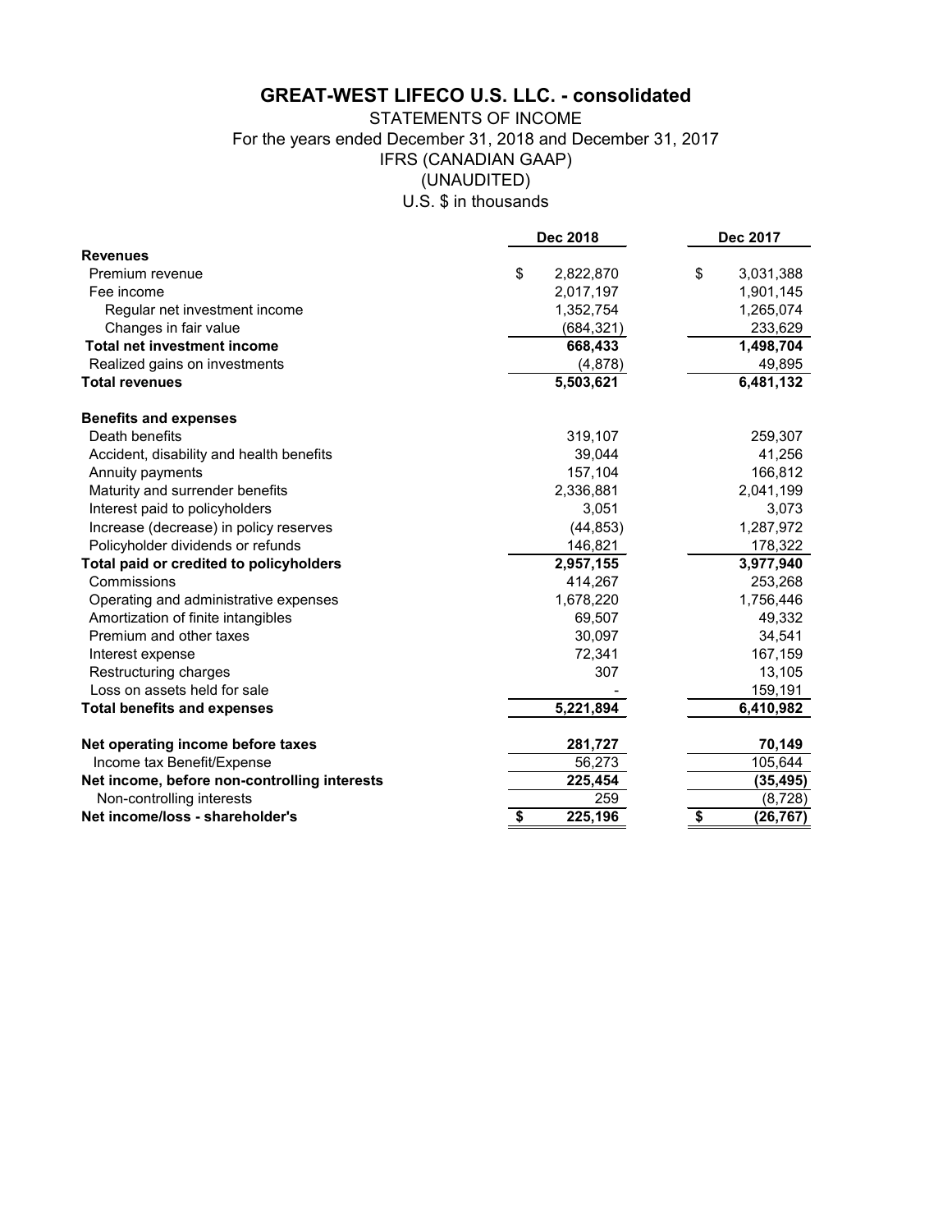# GREAT-WEST LIFECO U.S. LLC. - consolidated

STATEMENTS OF INCOME
For the years ended December 31, 2018 and December 31, 2017
IFRS (CANADIAN GAAP)
(UNAUDITED)
U.S. $ in thousands

| | Dec 2018 | Dec 2017 |
|---|---|---|
| **Revenues** | | |
| Premium revenue | $ 2,822,870 | $ 3,031,388 |
| Fee income | 2,017,197 | 1,901,145 |
| Regular net investment income | 1,352,754 | 1,265,074 |
| Changes in fair value | (684,321) | 233,629 |
| **Total net investment income** | **668,433** | **1,498,704** |
| Realized gains on investments | (4,878) | 49,895 |
| **Total revenues** | **5,503,621** | **6,481,132** |
| **Benefits and expenses** | | |
| Death benefits | 319,107 | 259,307 |
| Accident, disability and health benefits | 39,044 | 41,256 |
| Annuity payments | 157,104 | 166,812 |
| Maturity and surrender benefits | 2,336,881 | 2,041,199 |
| Interest paid to policyholders | 3,051 | 3,073 |
| Increase (decrease) in policy reserves | (44,853) | 1,287,972 |
| Policyholder dividends or refunds | 146,821 | 178,322 |
| **Total paid or credited to policyholders** | **2,957,155** | **3,977,940** |
| Commissions | 414,267 | 253,268 |
| Operating and administrative expenses | 1,678,220 | 1,756,446 |
| Amortization of finite intangibles | 69,507 | 49,332 |
| Premium and other taxes | 30,097 | 34,541 |
| Interest expense | 72,341 | 167,159 |
| Restructuring charges | 307 | 13,105 |
| Loss on assets held for sale | - | 159,191 |
| **Total benefits and expenses** | **5,221,894** | **6,410,982** |
| **Net operating income before taxes** | **281,727** | **70,149** |
| Income tax Benefit/Expense | 56,273 | 105,644 |
| **Net income, before non-controlling interests** | **225,454** | **(35,495)** |
| Non-controlling interests | 259 | (8,728) |
| **Net income/loss - shareholder's** | **$ 225,196** | **$ (26,767)** |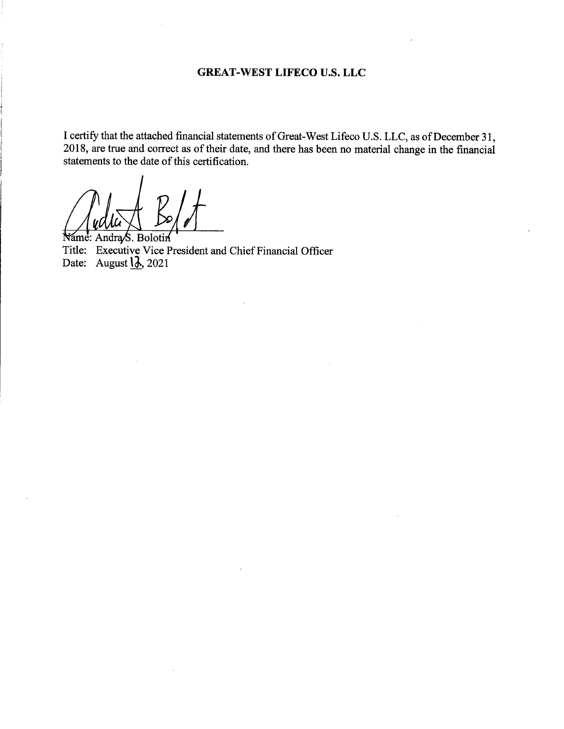**GREAT-WEST LIFECO U.S. LLC**

I certify that the attached financial statements of Great-West Lifeco U.S. LLC, as of December 31, 2018, are true and correct as of their date, and there has been no material change in the financial statements to the date of this certification.

Name: Andra S. Bolotin
Title: Executive Vice President and Chief Financial Officer
Date: August 12, 2021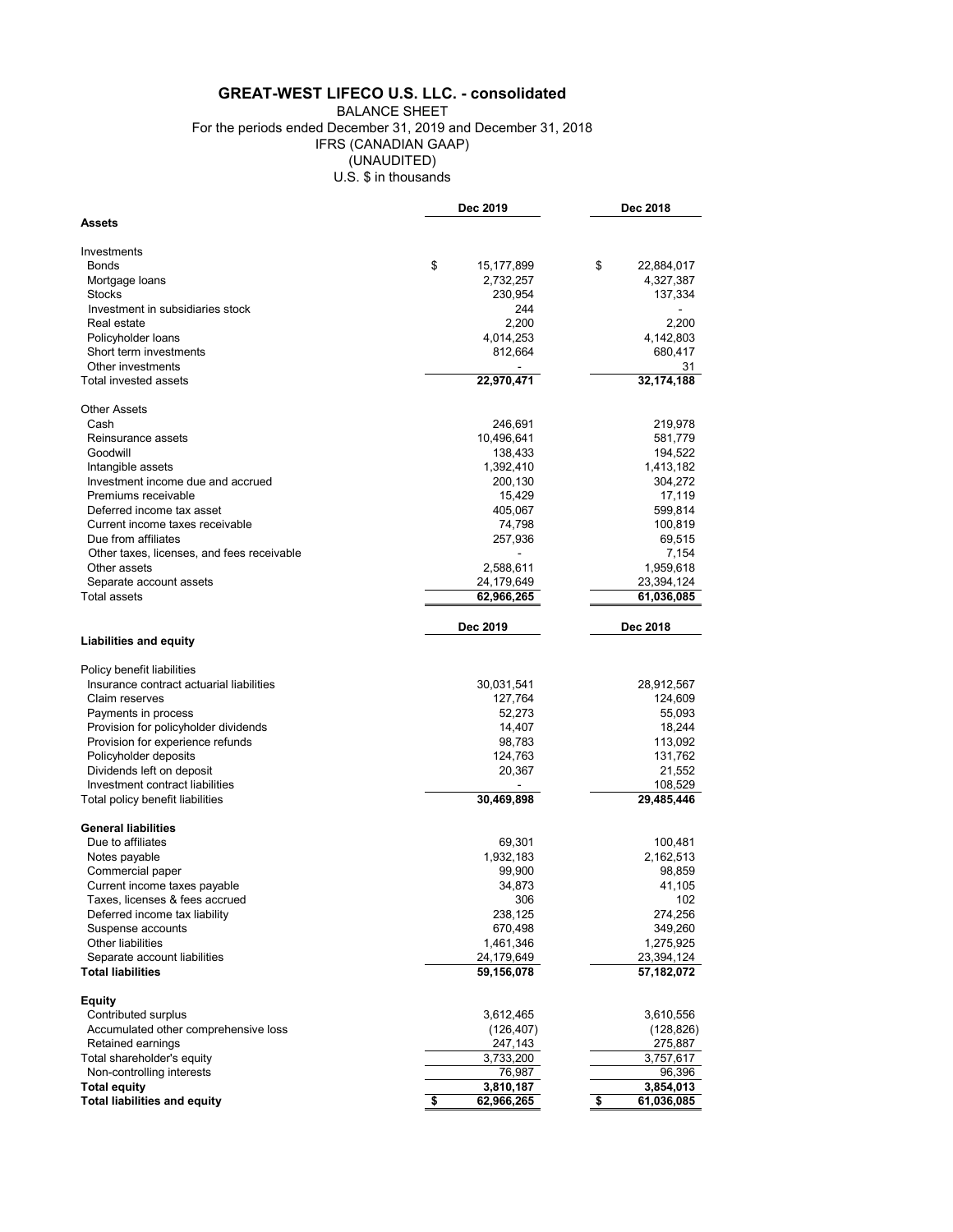# GREAT-WEST LIFECO U.S. LLC. - consolidated

BALANCE SHEET
For the periods ended December 31, 2019 and December 31, 2018
IFRS (CANADIAN GAAP)
(UNAUDITED)
U.S. $ in thousands

| | Dec 2019 | Dec 2018 |
|---|---|---|
| **Assets** | | |
| Investments | | |
| Bonds | $ 15,177,899 | $ 22,884,017 |
| Mortgage loans | 2,732,257 | 4,327,387 |
| Stocks | 230,954 | 137,334 |
| Investment in subsidiaries stock | 244 | - |
| Real estate | 2,200 | 2,200 |
| Policyholder loans | 4,014,253 | 4,142,803 |
| Short term investments | 812,664 | 680,417 |
| Other investments | - | 31 |
| Total invested assets | 22,970,471 | 32,174,188 |
| Other Assets | | |
| Cash | 246,691 | 219,978 |
| Reinsurance assets | 10,496,641 | 581,779 |
| Goodwill | 138,433 | 194,522 |
| Intangible assets | 1,392,410 | 1,413,182 |
| Investment income due and accrued | 200,130 | 304,272 |
| Premiums receivable | 15,429 | 17,119 |
| Deferred income tax asset | 405,067 | 599,814 |
| Current income taxes receivable | 74,798 | 100,819 |
| Due from affiliates | 257,936 | 69,515 |
| Other taxes, licenses, and fees receivable | - | 7,154 |
| Other assets | 2,588,611 | 1,959,618 |
| Separate account assets | 24,179,649 | 23,394,124 |
| Total assets | 62,966,265 | 61,036,085 |

| | Dec 2019 | Dec 2018 |
|---|---|---|
| **Liabilities and equity** | | |
| Policy benefit liabilities | | |
| Insurance contract actuarial liabilities | 30,031,541 | 28,912,567 |
| Claim reserves | 127,764 | 124,609 |
| Payments in process | 52,273 | 55,093 |
| Provision for policyholder dividends | 14,407 | 18,244 |
| Provision for experience refunds | 98,783 | 113,092 |
| Policyholder deposits | 124,763 | 131,762 |
| Dividends left on deposit | 20,367 | 21,552 |
| Investment contract liabilities | - | 108,529 |
| Total policy benefit liabilities | 30,469,898 | 29,485,446 |
| **General liabilities** | | |
| Due to affiliates | 69,301 | 100,481 |
| Notes payable | 1,932,183 | 2,162,513 |
| Commercial paper | 99,900 | 98,859 |
| Current income taxes payable | 34,873 | 41,105 |
| Taxes, licenses & fees accrued | 306 | 102 |
| Deferred income tax liability | 238,125 | 274,256 |
| Suspense accounts | 670,498 | 349,260 |
| Other liabilities | 1,461,346 | 1,275,925 |
| Separate account liabilities | 24,179,649 | 23,394,124 |
| **Total liabilities** | 59,156,078 | 57,182,072 |
| **Equity** | | |
| Contributed surplus | 3,612,465 | 3,610,556 |
| Accumulated other comprehensive loss | (126,407) | (128,826) |
| Retained earnings | 247,143 | 275,887 |
| Total shareholder's equity | 3,733,200 | 3,757,617 |
| Non-controlling interests | 76,987 | 96,396 |
| **Total equity** | 3,810,187 | 3,854,013 |
| **Total liabilities and equity** | $ 62,966,265 | $ 61,036,085 |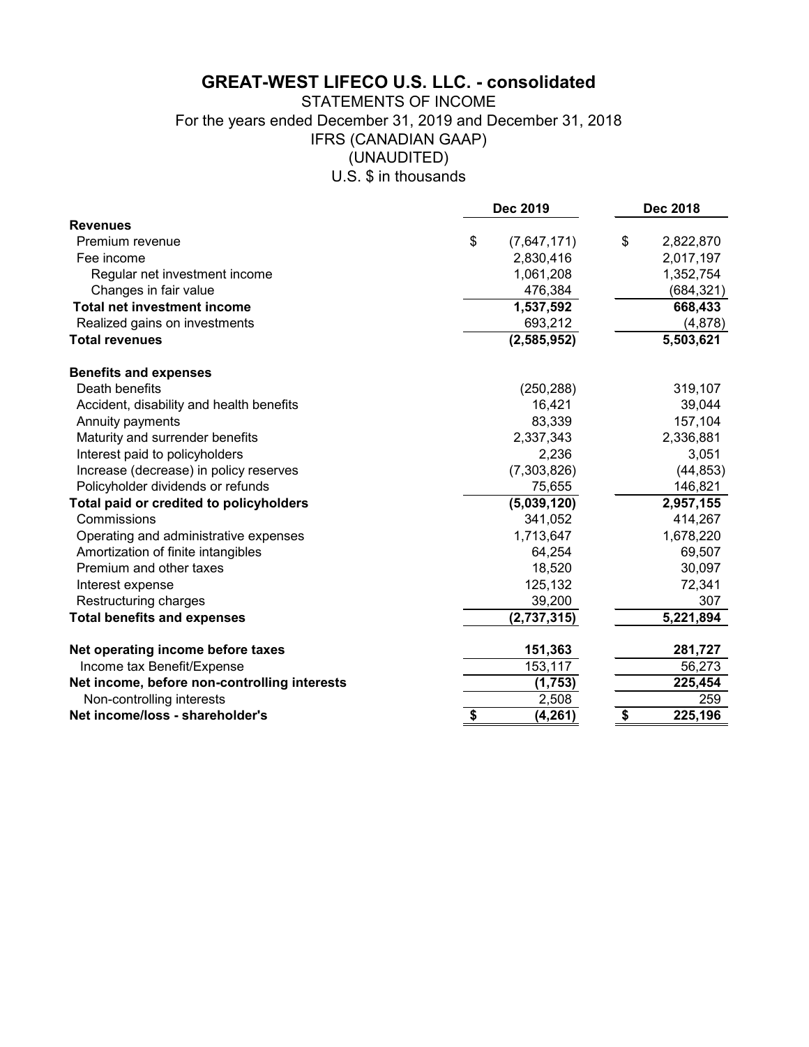# GREAT-WEST LIFECO U.S. LLC. - consolidated

STATEMENTS OF INCOME
For the years ended December 31, 2019 and December 31, 2018
IFRS (CANADIAN GAAP)
(UNAUDITED)
U.S. $ in thousands

| | Dec 2019 | Dec 2018 |
|---|---|---|
| **Revenues** | | |
| Premium revenue | $ (7,647,171) | $ 2,822,870 |
| Fee income | 2,830,416 | 2,017,197 |
| Regular net investment income | 1,061,208 | 1,352,754 |
| Changes in fair value | 476,384 | (684,321) |
| **Total net investment income** | **1,537,592** | **668,433** |
| Realized gains on investments | 693,212 | (4,878) |
| **Total revenues** | **(2,585,952)** | **5,503,621** |
| **Benefits and expenses** | | |
| Death benefits | (250,288) | 319,107 |
| Accident, disability and health benefits | 16,421 | 39,044 |
| Annuity payments | 83,339 | 157,104 |
| Maturity and surrender benefits | 2,337,343 | 2,336,881 |
| Interest paid to policyholders | 2,236 | 3,051 |
| Increase (decrease) in policy reserves | (7,303,826) | (44,853) |
| Policyholder dividends or refunds | 75,655 | 146,821 |
| **Total paid or credited to policyholders** | **(5,039,120)** | **2,957,155** |
| Commissions | 341,052 | 414,267 |
| Operating and administrative expenses | 1,713,647 | 1,678,220 |
| Amortization of finite intangibles | 64,254 | 69,507 |
| Premium and other taxes | 18,520 | 30,097 |
| Interest expense | 125,132 | 72,341 |
| Restructuring charges | 39,200 | 307 |
| **Total benefits and expenses** | **(2,737,315)** | **5,221,894** |
| **Net operating income before taxes** | **151,363** | **281,727** |
| Income tax Benefit/Expense | 153,117 | 56,273 |
| **Net income, before non-controlling interests** | **(1,753)** | **225,454** |
| Non-controlling interests | 2,508 | 259 |
| **Net income/loss - shareholder's** | **$ (4,261)** | **$ 225,196** |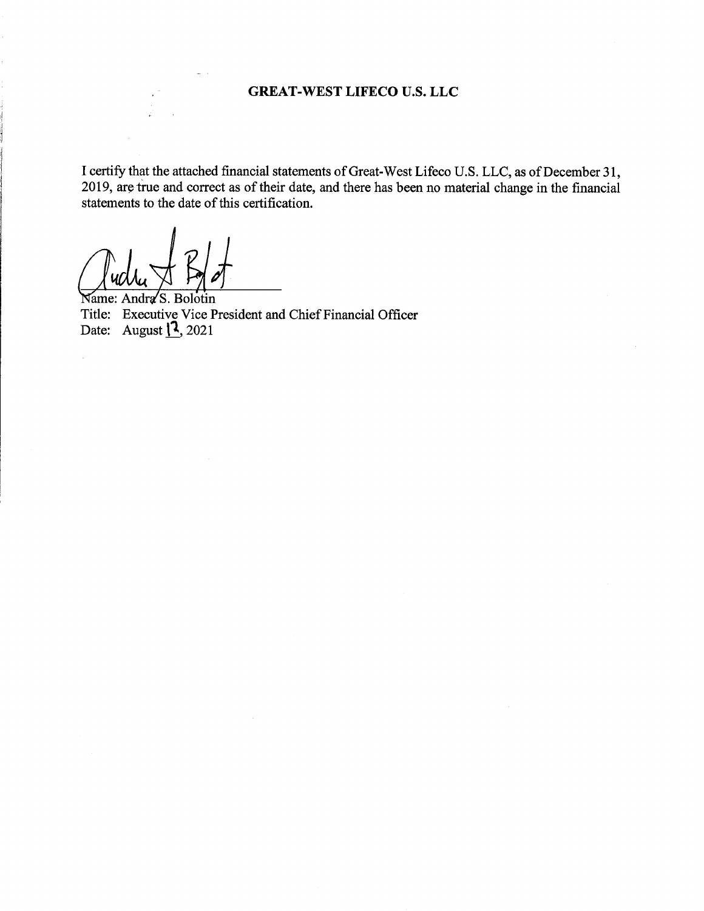**GREAT-WEST LIFECO U.S. LLC**

I certify that the attached financial statements of Great-West Lifeco U.S. LLC, as of December 31, 2019, are true and correct as of their date, and there has been no material change in the financial statements to the date of this certification.

Name: Andra S. Bolotin
Title: Executive Vice President and Chief Financial Officer
Date: August 13, 2021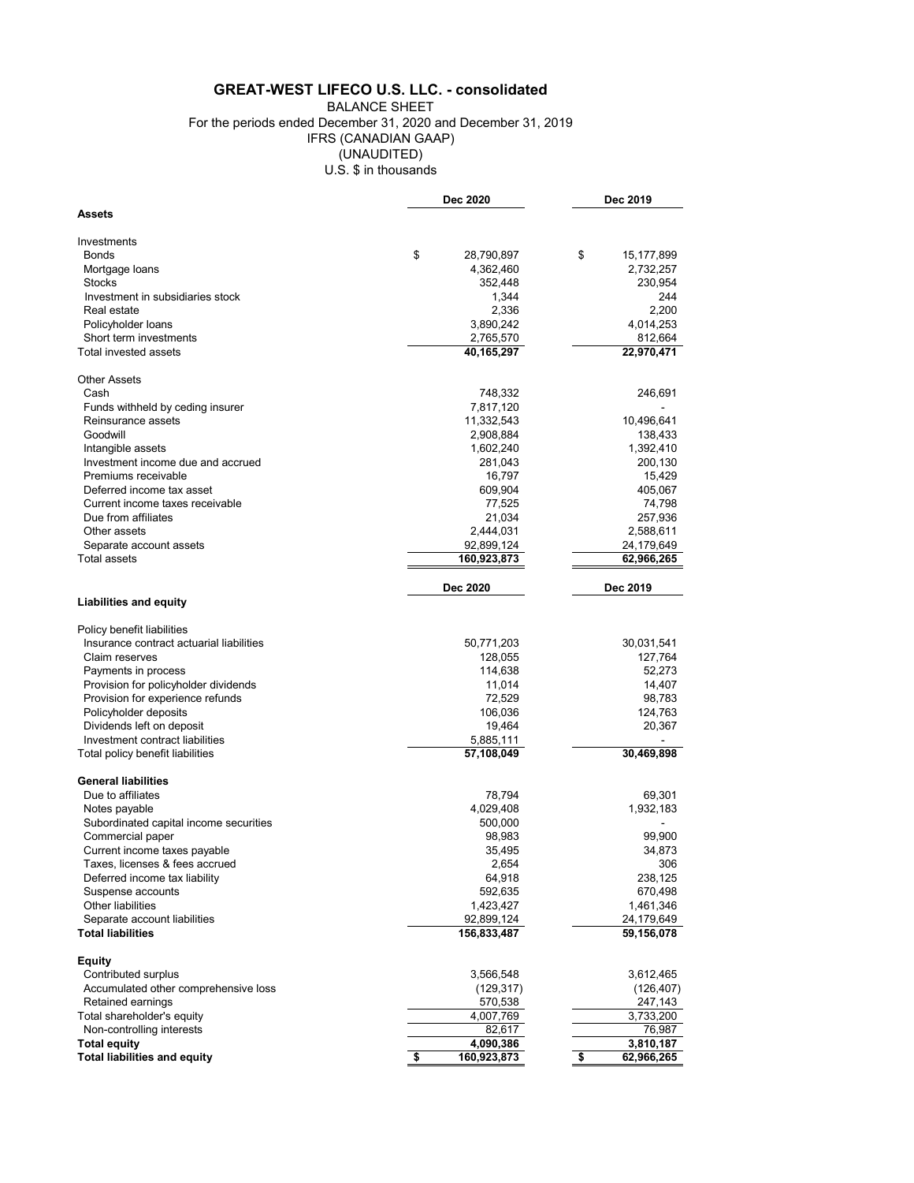# GREAT-WEST LIFECO U.S. LLC. - consolidated

BALANCE SHEET
For the periods ended December 31, 2020 and December 31, 2019
IFRS (CANADIAN GAAP)
(UNAUDITED)
U.S. $ in thousands

| | Dec 2020 | Dec 2019 |
|---|---|---|
| **Assets** | | |
| Investments | | |
| Bonds | $ 28,790,897 | $ 15,177,899 |
| Mortgage loans | 4,362,460 | 2,732,257 |
| Stocks | 352,448 | 230,954 |
| Investment in subsidiaries stock | 1,344 | 244 |
| Real estate | 2,336 | 2,200 |
| Policyholder loans | 3,890,242 | 4,014,253 |
| Short term investments | 2,765,570 | 812,664 |
| Total invested assets | 40,165,297 | 22,970,471 |
| Other Assets | | |
| Cash | 748,332 | 246,691 |
| Funds withheld by ceding insurer | 7,817,120 | - |
| Reinsurance assets | 11,332,543 | 10,496,641 |
| Goodwill | 2,908,884 | 138,433 |
| Intangible assets | 1,602,240 | 1,392,410 |
| Investment income due and accrued | 281,043 | 200,130 |
| Premiums receivable | 16,797 | 15,429 |
| Deferred income tax asset | 609,904 | 405,067 |
| Current income taxes receivable | 77,525 | 74,798 |
| Due from affiliates | 21,034 | 257,936 |
| Other assets | 2,444,031 | 2,588,611 |
| Separate account assets | 92,899,124 | 24,179,649 |
| Total assets | 160,923,873 | 62,966,265 |

| | Dec 2020 | Dec 2019 |
|---|---|---|
| **Liabilities and equity** | | |
| Policy benefit liabilities | | |
| Insurance contract actuarial liabilities | 50,771,203 | 30,031,541 |
| Claim reserves | 128,055 | 127,764 |
| Payments in process | 114,638 | 52,273 |
| Provision for policyholder dividends | 11,014 | 14,407 |
| Provision for experience refunds | 72,529 | 98,783 |
| Policyholder deposits | 106,036 | 124,763 |
| Dividends left on deposit | 19,464 | 20,367 |
| Investment contract liabilities | 5,885,111 | - |
| Total policy benefit liabilities | 57,108,049 | 30,469,898 |
| **General liabilities** | | |
| Due to affiliates | 78,794 | 69,301 |
| Notes payable | 4,029,408 | 1,932,183 |
| Subordinated capital income securities | 500,000 | - |
| Commercial paper | 98,983 | 99,900 |
| Current income taxes payable | 35,495 | 34,873 |
| Taxes, licenses & fees accrued | 2,654 | 306 |
| Deferred income tax liability | 64,918 | 238,125 |
| Suspense accounts | 592,635 | 670,498 |
| Other liabilities | 1,423,427 | 1,461,346 |
| Separate account liabilities | 92,899,124 | 24,179,649 |
| **Total liabilities** | 156,833,487 | 59,156,078 |
| **Equity** | | |
| Contributed surplus | 3,566,548 | 3,612,465 |
| Accumulated other comprehensive loss | (129,317) | (126,407) |
| Retained earnings | 570,538 | 247,143 |
| Total shareholder's equity | 4,007,769 | 3,733,200 |
| Non-controlling interests | 82,617 | 76,987 |
| **Total equity** | 4,090,386 | 3,810,187 |
| **Total liabilities and equity** | $ 160,923,873 | $ 62,966,265 |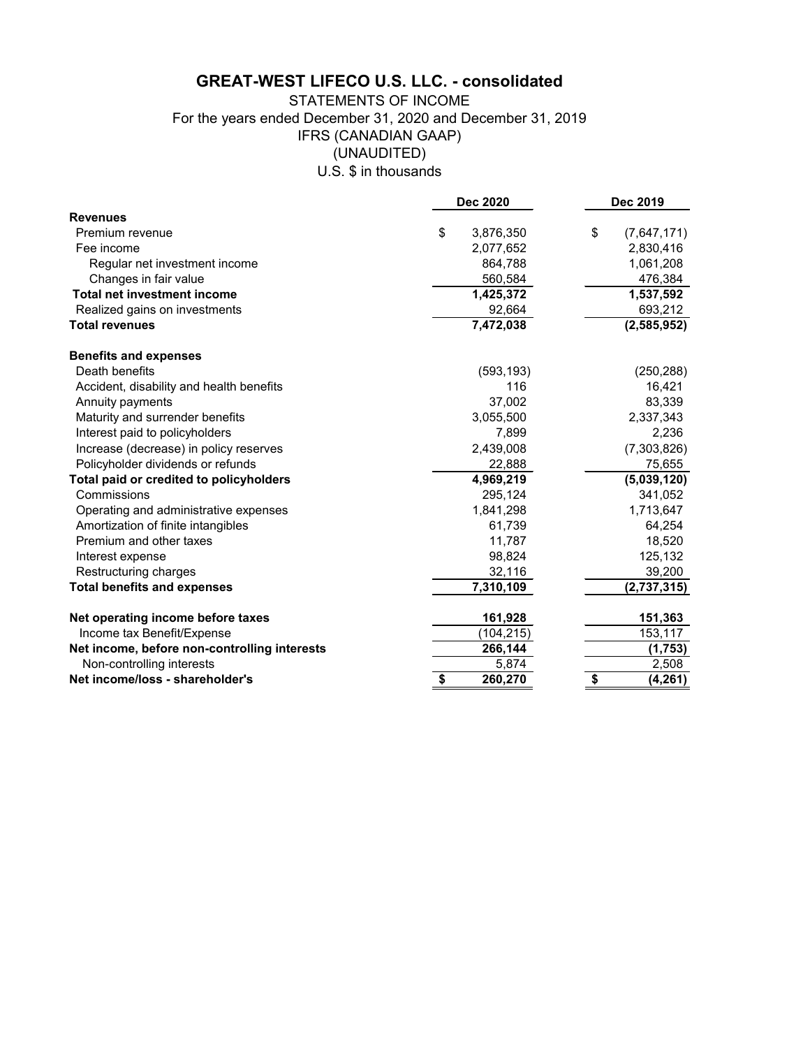# GREAT-WEST LIFECO U.S. LLC. - consolidated

STATEMENTS OF INCOME
For the years ended December 31, 2020 and December 31, 2019
IFRS (CANADIAN GAAP)
(UNAUDITED)
U.S. $ in thousands

| | Dec 2020 | Dec 2019 |
|---|---|---|
| **Revenues** | | |
| Premium revenue | $ 3,876,350 | $ (7,647,171) |
| Fee income | 2,077,652 | 2,830,416 |
| Regular net investment income | 864,788 | 1,061,208 |
| Changes in fair value | 560,584 | 476,384 |
| **Total net investment income** | **1,425,372** | **1,537,592** |
| Realized gains on investments | 92,664 | 693,212 |
| **Total revenues** | **7,472,038** | **(2,585,952)** |
| **Benefits and expenses** | | |
| Death benefits | (593,193) | (250,288) |
| Accident, disability and health benefits | 116 | 16,421 |
| Annuity payments | 37,002 | 83,339 |
| Maturity and surrender benefits | 3,055,500 | 2,337,343 |
| Interest paid to policyholders | 7,899 | 2,236 |
| Increase (decrease) in policy reserves | 2,439,008 | (7,303,826) |
| Policyholder dividends or refunds | 22,888 | 75,655 |
| **Total paid or credited to policyholders** | **4,969,219** | **(5,039,120)** |
| Commissions | 295,124 | 341,052 |
| Operating and administrative expenses | 1,841,298 | 1,713,647 |
| Amortization of finite intangibles | 61,739 | 64,254 |
| Premium and other taxes | 11,787 | 18,520 |
| Interest expense | 98,824 | 125,132 |
| Restructuring charges | 32,116 | 39,200 |
| **Total benefits and expenses** | **7,310,109** | **(2,737,315)** |
| **Net operating income before taxes** | **161,928** | **151,363** |
| Income tax Benefit/Expense | (104,215) | 153,117 |
| **Net income, before non-controlling interests** | **266,144** | **(1,753)** |
| Non-controlling interests | 5,874 | 2,508 |
| **Net income/loss - shareholder's** | **$ 260,270** | **$ (4,261)** |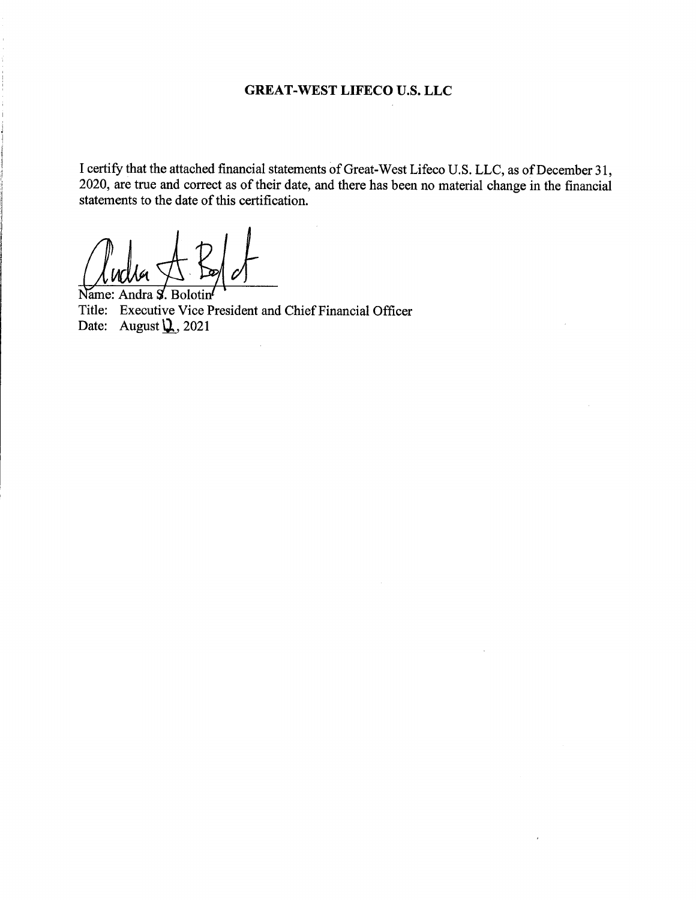**GREAT-WEST LIFECO U.S. LLC**

I certify that the attached financial statements of Great-West Lifeco U.S. LLC, as of December 31, 2020, are true and correct as of their date, and there has been no material change in the financial statements to the date of this certification.

Name: Andra S. Bolotin
Title: Executive Vice President and Chief Financial Officer
Date: August 12, 2021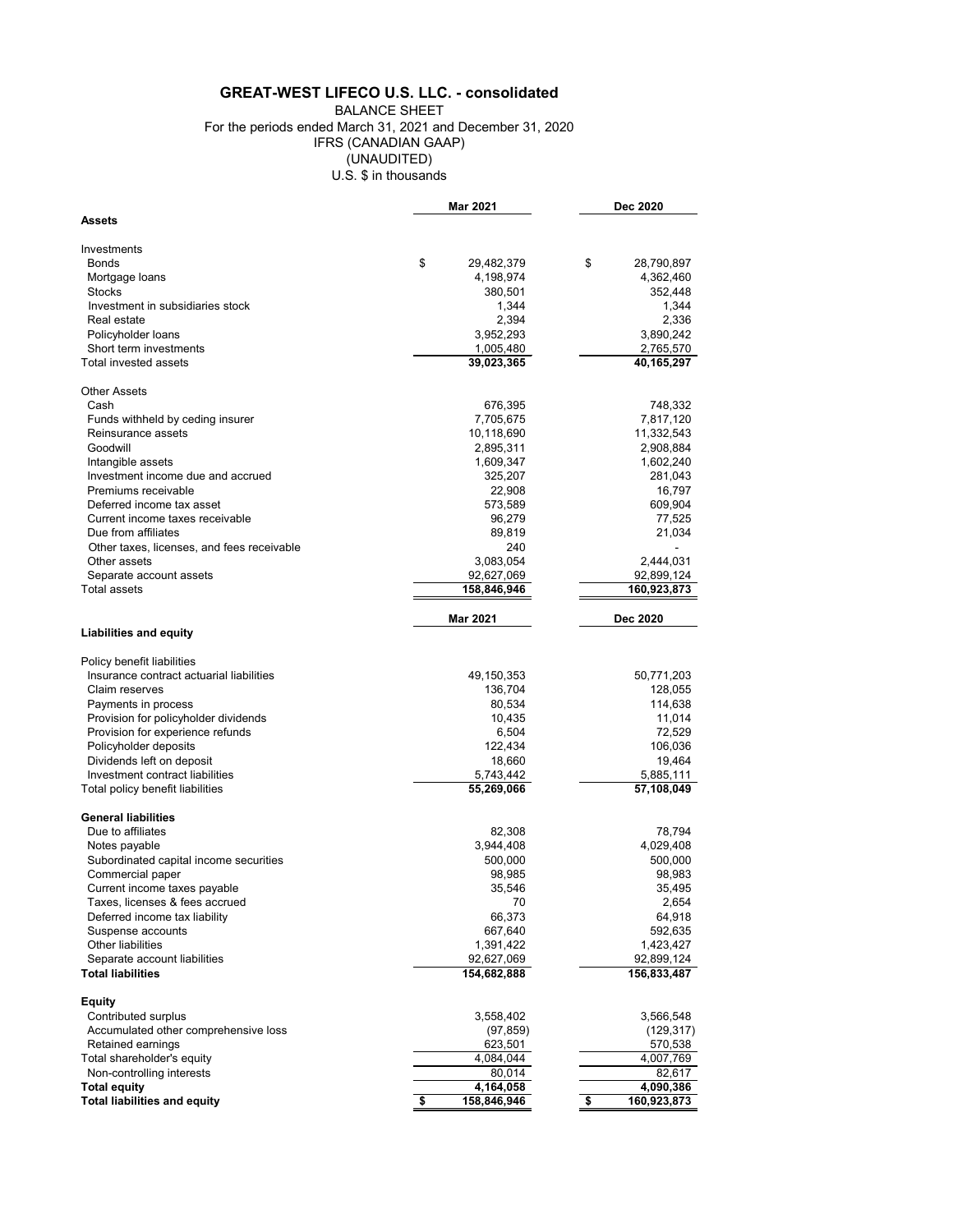# GREAT-WEST LIFECO U.S. LLC. - consolidated

BALANCE SHEET
For the periods ended March 31, 2021 and December 31, 2020
IFRS (CANADIAN GAAP)
(UNAUDITED)
U.S. $ in thousands

| | Mar 2021 | Dec 2020 |
|---|---|---|
| **Assets** | | |
| Investments | | |
| Bonds | $ 29,482,379 | $ 28,790,897 |
| Mortgage loans | 4,198,974 | 4,362,460 |
| Stocks | 380,501 | 352,448 |
| Investment in subsidiaries stock | 1,344 | 1,344 |
| Real estate | 2,394 | 2,336 |
| Policyholder loans | 3,952,293 | 3,890,242 |
| Short term investments | 1,005,480 | 2,765,570 |
| Total invested assets | 39,023,365 | 40,165,297 |
| Other Assets | | |
| Cash | 676,395 | 748,332 |
| Funds withheld by ceding insurer | 7,705,675 | 7,817,120 |
| Reinsurance assets | 10,118,690 | 11,332,543 |
| Goodwill | 2,895,311 | 2,908,884 |
| Intangible assets | 1,609,347 | 1,602,240 |
| Investment income due and accrued | 325,207 | 281,043 |
| Premiums receivable | 22,908 | 16,797 |
| Deferred income tax asset | 573,589 | 609,904 |
| Current income taxes receivable | 96,279 | 77,525 |
| Due from affiliates | 89,819 | 21,034 |
| Other taxes, licenses, and fees receivable | 240 | - |
| Other assets | 3,083,054 | 2,444,031 |
| Separate account assets | 92,627,069 | 92,899,124 |
| Total assets | 158,846,946 | 160,923,873 |

| | Mar 2021 | Dec 2020 |
|---|---|---|
| **Liabilities and equity** | | |
| Policy benefit liabilities | | |
| Insurance contract actuarial liabilities | 49,150,353 | 50,771,203 |
| Claim reserves | 136,704 | 128,055 |
| Payments in process | 80,534 | 114,638 |
| Provision for policyholder dividends | 10,435 | 11,014 |
| Provision for experience refunds | 6,504 | 72,529 |
| Policyholder deposits | 122,434 | 106,036 |
| Dividends left on deposit | 18,660 | 19,464 |
| Investment contract liabilities | 5,743,442 | 5,885,111 |
| Total policy benefit liabilities | 55,269,066 | 57,108,049 |
| **General liabilities** | | |
| Due to affiliates | 82,308 | 78,794 |
| Notes payable | 3,944,408 | 4,029,408 |
| Subordinated capital income securities | 500,000 | 500,000 |
| Commercial paper | 98,985 | 98,983 |
| Current income taxes payable | 35,546 | 35,495 |
| Taxes, licenses & fees accrued | 70 | 2,654 |
| Deferred income tax liability | 66,373 | 64,918 |
| Suspense accounts | 667,640 | 592,635 |
| Other liabilities | 1,391,422 | 1,423,427 |
| Separate account liabilities | 92,627,069 | 92,899,124 |
| **Total liabilities** | 154,682,888 | 156,833,487 |
| **Equity** | | |
| Contributed surplus | 3,558,402 | 3,566,548 |
| Accumulated other comprehensive loss | (97,859) | (129,317) |
| Retained earnings | 623,501 | 570,538 |
| Total shareholder's equity | 4,084,044 | 4,007,769 |
| Non-controlling interests | 80,014 | 82,617 |
| **Total equity** | 4,164,058 | 4,090,386 |
| **Total liabilities and equity** | $ 158,846,946 | $ 160,923,873 |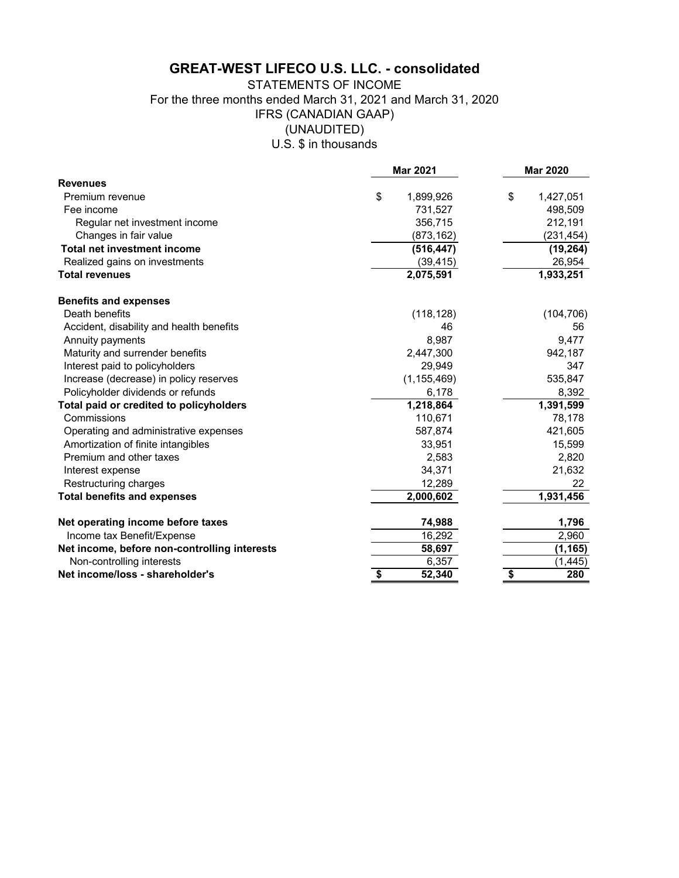# GREAT-WEST LIFECO U.S. LLC. - consolidated

STATEMENTS OF INCOME

For the three months ended March 31, 2021 and March 31, 2020

IFRS (CANADIAN GAAP)

(UNAUDITED)

U.S. $ in thousands

| | Mar 2021 | Mar 2020 |
|---|---|---|
| **Revenues** | | |
| Premium revenue | $ 1,899,926 | $ 1,427,051 |
| Fee income | 731,527 | 498,509 |
| Regular net investment income | 356,715 | 212,191 |
| Changes in fair value | (873,162) | (231,454) |
| **Total net investment income** | **(516,447)** | **(19,264)** |
| Realized gains on investments | (39,415) | 26,954 |
| **Total revenues** | **2,075,591** | **1,933,251** |
| **Benefits and expenses** | | |
| Death benefits | (118,128) | (104,706) |
| Accident, disability and health benefits | 46 | 56 |
| Annuity payments | 8,987 | 9,477 |
| Maturity and surrender benefits | 2,447,300 | 942,187 |
| Interest paid to policyholders | 29,949 | 347 |
| Increase (decrease) in policy reserves | (1,155,469) | 535,847 |
| Policyholder dividends or refunds | 6,178 | 8,392 |
| **Total paid or credited to policyholders** | **1,218,864** | **1,391,599** |
| Commissions | 110,671 | 78,178 |
| Operating and administrative expenses | 587,874 | 421,605 |
| Amortization of finite intangibles | 33,951 | 15,599 |
| Premium and other taxes | 2,583 | 2,820 |
| Interest expense | 34,371 | 21,632 |
| Restructuring charges | 12,289 | 22 |
| **Total benefits and expenses** | **2,000,602** | **1,931,456** |
| **Net operating income before taxes** | **74,988** | **1,796** |
| Income tax Benefit/Expense | 16,292 | 2,960 |
| **Net income, before non-controlling interests** | **58,697** | **(1,165)** |
| Non-controlling interests | 6,357 | (1,445) |
| **Net income/loss - shareholder's** | **$ 52,340** | **$ 280** |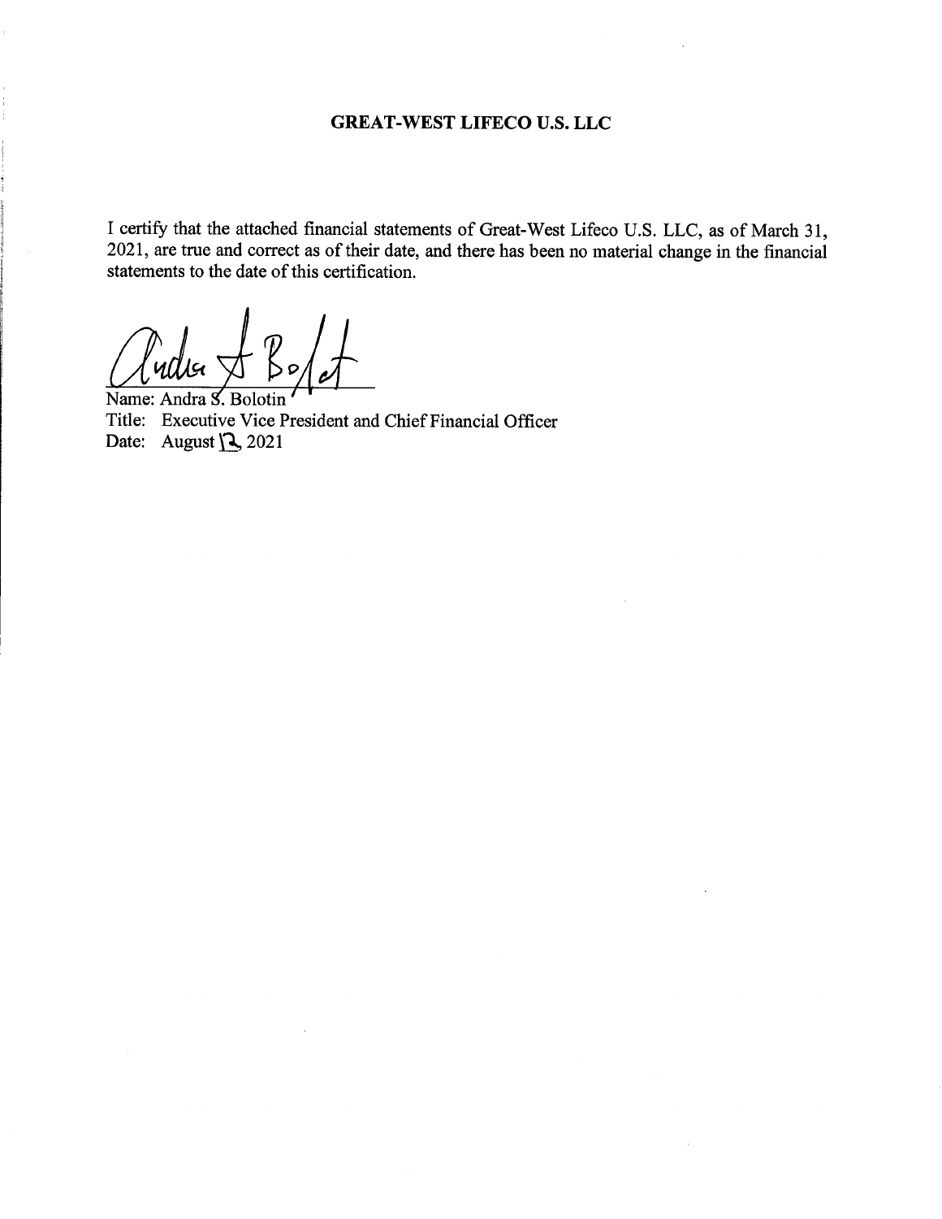**GREAT-WEST LIFECO U.S. LLC**

I certify that the attached financial statements of Great-West Lifeco U.S. LLC, as of March 31, 2021, are true and correct as of their date, and there has been no material change in the financial statements to the date of this certification.

Name: Andra S. Bolotin
Title: Executive Vice President and Chief Financial Officer
Date: August 12, 2021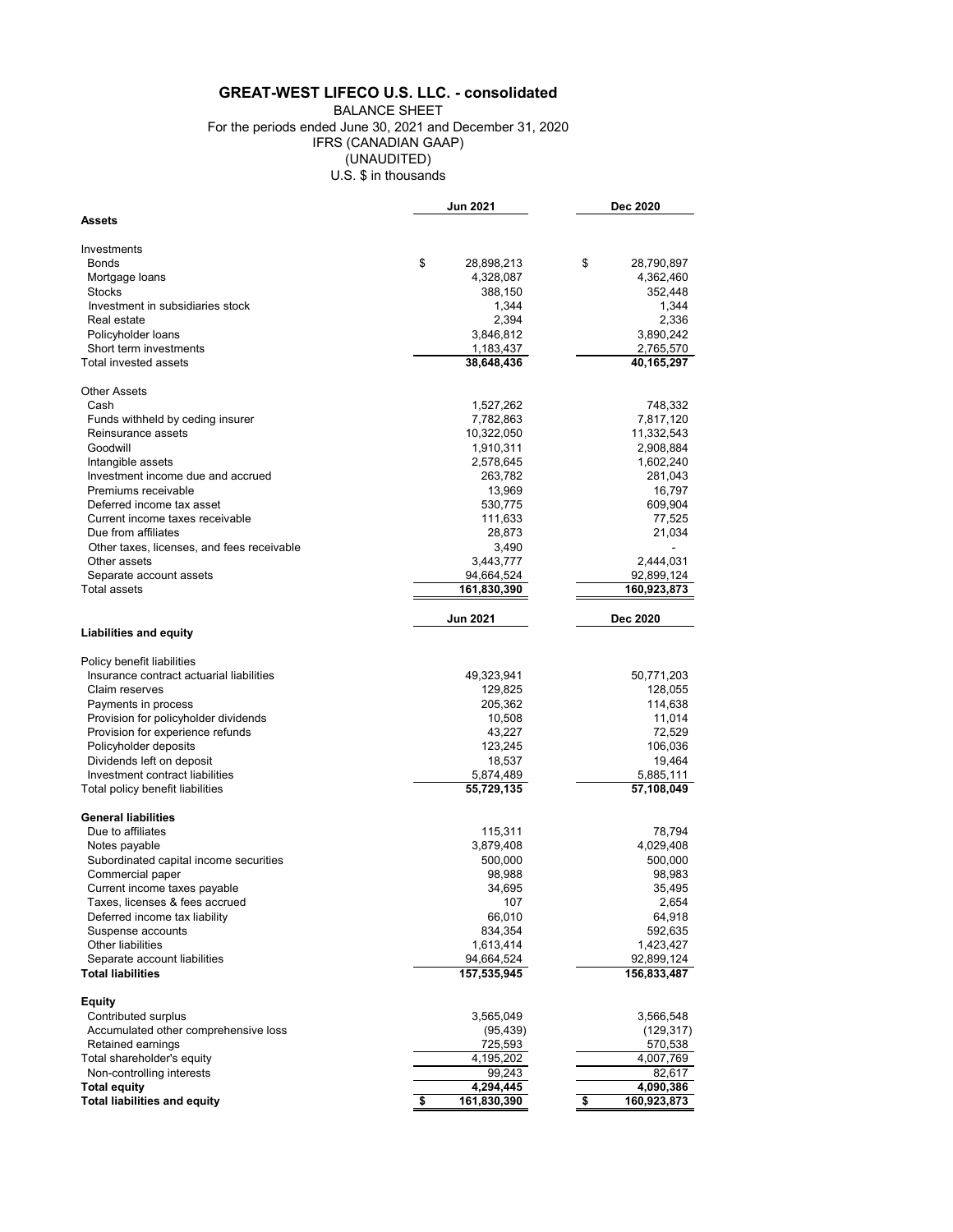# GREAT-WEST LIFECO U.S. LLC. - consolidated

BALANCE SHEET
For the periods ended June 30, 2021 and December 31, 2020
IFRS (CANADIAN GAAP)
(UNAUDITED)
U.S. $ in thousands

| | Jun 2021 | Dec 2020 |
|---|---|---|
| **Assets** | | |
| Investments | | |
| Bonds | $ 28,898,213 | $ 28,790,897 |
| Mortgage loans | 4,328,087 | 4,362,460 |
| Stocks | 388,150 | 352,448 |
| Investment in subsidiaries stock | 1,344 | 1,344 |
| Real estate | 2,394 | 2,336 |
| Policyholder loans | 3,846,812 | 3,890,242 |
| Short term investments | 1,183,437 | 2,765,570 |
| Total invested assets | **38,648,436** | **40,165,297** |
| Other Assets | | |
| Cash | 1,527,262 | 748,332 |
| Funds withheld by ceding insurer | 7,782,863 | 7,817,120 |
| Reinsurance assets | 10,322,050 | 11,332,543 |
| Goodwill | 1,910,311 | 2,908,884 |
| Intangible assets | 2,578,645 | 1,602,240 |
| Investment income due and accrued | 263,782 | 281,043 |
| Premiums receivable | 13,969 | 16,797 |
| Deferred income tax asset | 530,775 | 609,904 |
| Current income taxes receivable | 111,633 | 77,525 |
| Due from affiliates | 28,873 | 21,034 |
| Other taxes, licenses, and fees receivable | 3,490 | - |
| Other assets | 3,443,777 | 2,444,031 |
| Separate account assets | 94,664,524 | 92,899,124 |
| Total assets | **161,830,390** | **160,923,873** |

| | Jun 2021 | Dec 2020 |
|---|---|---|
| **Liabilities and equity** | | |
| Policy benefit liabilities | | |
| Insurance contract actuarial liabilities | 49,323,941 | 50,771,203 |
| Claim reserves | 129,825 | 128,055 |
| Payments in process | 205,362 | 114,638 |
| Provision for policyholder dividends | 10,508 | 11,014 |
| Provision for experience refunds | 43,227 | 72,529 |
| Policyholder deposits | 123,245 | 106,036 |
| Dividends left on deposit | 18,537 | 19,464 |
| Investment contract liabilities | 5,874,489 | 5,885,111 |
| Total policy benefit liabilities | **55,729,135** | **57,108,049** |
| **General liabilities** | | |
| Due to affiliates | 115,311 | 78,794 |
| Notes payable | 3,879,408 | 4,029,408 |
| Subordinated capital income securities | 500,000 | 500,000 |
| Commercial paper | 98,988 | 98,983 |
| Current income taxes payable | 34,695 | 35,495 |
| Taxes, licenses & fees accrued | 107 | 2,654 |
| Deferred income tax liability | 66,010 | 64,918 |
| Suspense accounts | 834,354 | 592,635 |
| Other liabilities | 1,613,414 | 1,423,427 |
| Separate account liabilities | 94,664,524 | 92,899,124 |
| **Total liabilities** | **157,535,945** | **156,833,487** |
| **Equity** | | |
| Contributed surplus | 3,565,049 | 3,566,548 |
| Accumulated other comprehensive loss | (95,439) | (129,317) |
| Retained earnings | 725,593 | 570,538 |
| Total shareholder's equity | 4,195,202 | 4,007,769 |
| Non-controlling interests | 99,243 | 82,617 |
| **Total equity** | **4,294,445** | **4,090,386** |
| **Total liabilities and equity** | **$ 161,830,390** | **$ 160,923,873** |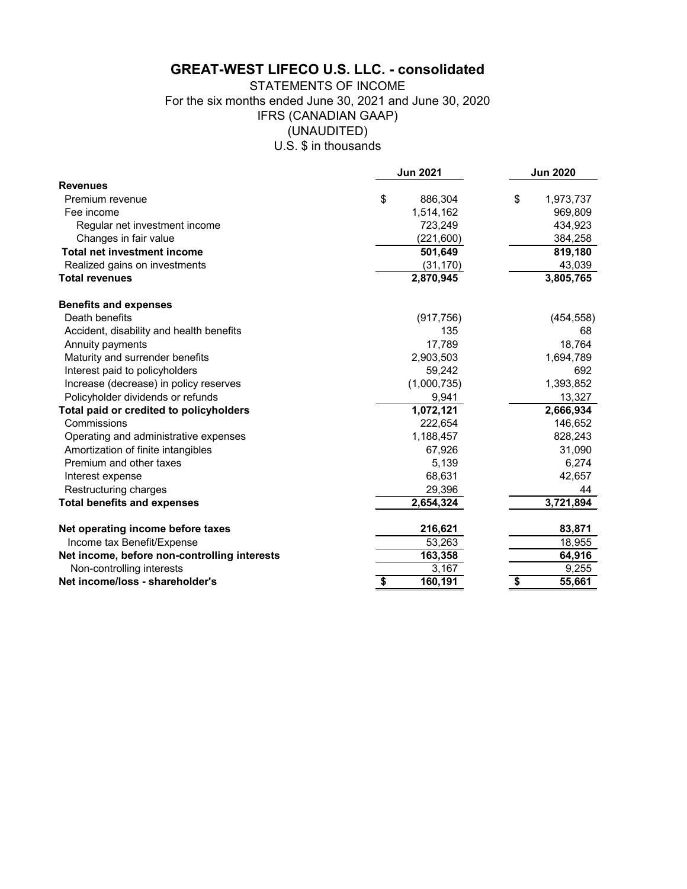# GREAT-WEST LIFECO U.S. LLC. - consolidated

STATEMENTS OF INCOME
For the six months ended June 30, 2021 and June 30, 2020
IFRS (CANADIAN GAAP)
(UNAUDITED)
U.S. $ in thousands

| | Jun 2021 | Jun 2020 |
|---|---|---|
| **Revenues** | | |
| Premium revenue | $ 886,304 | $ 1,973,737 |
| Fee income | 1,514,162 | 969,809 |
| Regular net investment income | 723,249 | 434,923 |
| Changes in fair value | (221,600) | 384,258 |
| **Total net investment income** | **501,649** | **819,180** |
| Realized gains on investments | (31,170) | 43,039 |
| **Total revenues** | **2,870,945** | **3,805,765** |
| **Benefits and expenses** | | |
| Death benefits | (917,756) | (454,558) |
| Accident, disability and health benefits | 135 | 68 |
| Annuity payments | 17,789 | 18,764 |
| Maturity and surrender benefits | 2,903,503 | 1,694,789 |
| Interest paid to policyholders | 59,242 | 692 |
| Increase (decrease) in policy reserves | (1,000,735) | 1,393,852 |
| Policyholder dividends or refunds | 9,941 | 13,327 |
| **Total paid or credited to policyholders** | **1,072,121** | **2,666,934** |
| Commissions | 222,654 | 146,652 |
| Operating and administrative expenses | 1,188,457 | 828,243 |
| Amortization of finite intangibles | 67,926 | 31,090 |
| Premium and other taxes | 5,139 | 6,274 |
| Interest expense | 68,631 | 42,657 |
| Restructuring charges | 29,396 | 44 |
| **Total benefits and expenses** | **2,654,324** | **3,721,894** |
| **Net operating income before taxes** | **216,621** | **83,871** |
| Income tax Benefit/Expense | 53,263 | 18,955 |
| **Net income, before non-controlling interests** | **163,358** | **64,916** |
| Non-controlling interests | 3,167 | 9,255 |
| **Net income/loss - shareholder's** | **$ 160,191** | **$ 55,661** |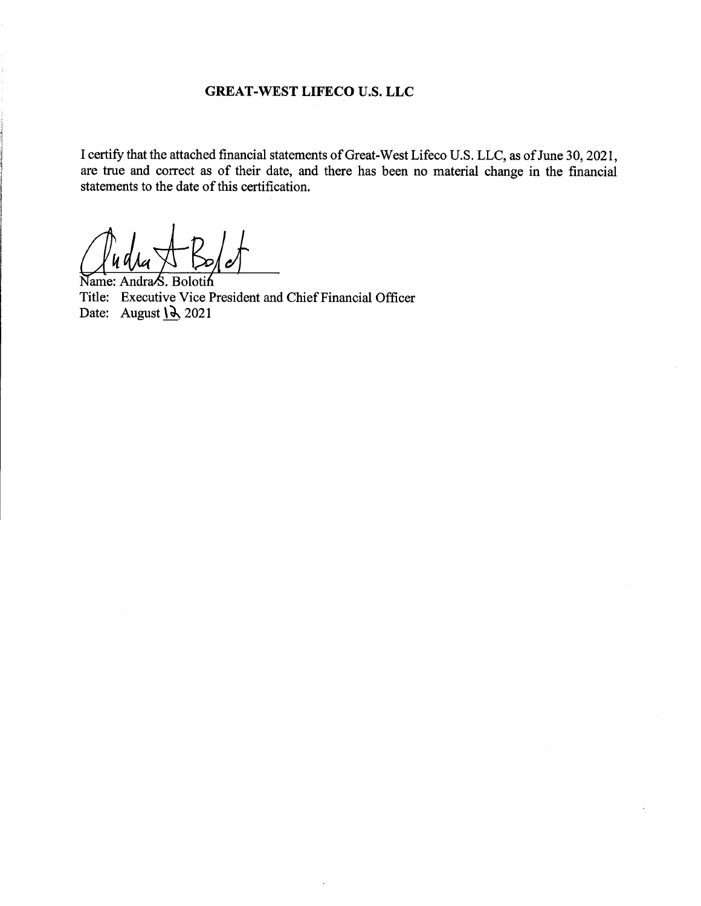**GREAT-WEST LIFECO U.S. LLC**

I certify that the attached financial statements of Great-West Lifeco U.S. LLC, as of June 30, 2021, are true and correct as of their date, and there has been no material change in the financial statements to the date of this certification.

Name: Andra S. Bolotin
Title: Executive Vice President and Chief Financial Officer
Date: August 12, 2021